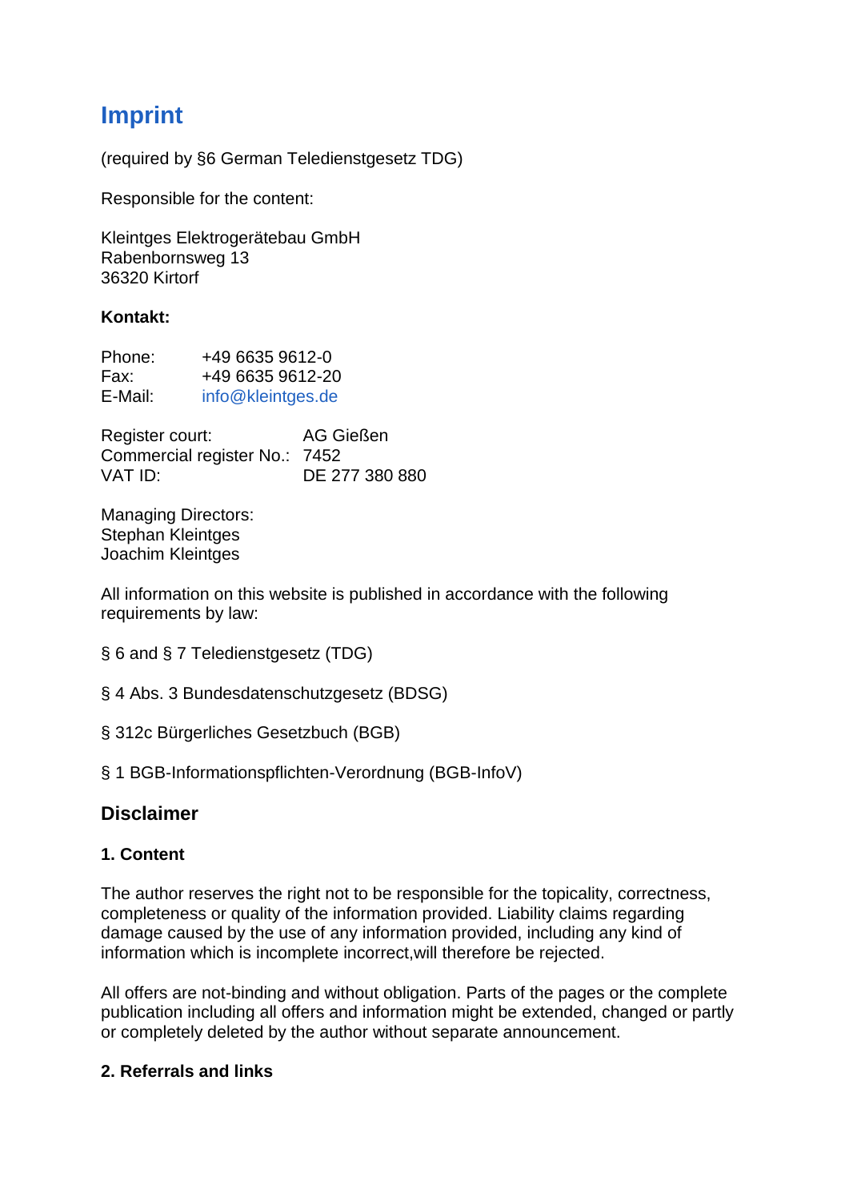# Imprint

(required by §6 German Teledienstgesetz TDG)

Responsible for the content:

Kleintges Elektrogerätebau GmbH
Rabenbornsweg 13
36320 Kirtorf

**Kontakt:**

Phone: +49 6635 9612-0
Fax: +49 6635 9612-20
E-Mail: info@kleintges.de

Register court: AG Gießen
Commercial register No.: 7452
VAT ID: DE 277 380 880

Managing Directors:
Stephan Kleintges
Joachim Kleintges

All information on this website is published in accordance with the following requirements by law:

§ 6 and § 7 Teledienstgesetz (TDG)

§ 4 Abs. 3 Bundesdatenschutzgesetz (BDSG)

§ 312c Bürgerliches Gesetzbuch (BGB)

§ 1 BGB-Informationspflichten-Verordnung (BGB-InfoV)

## Disclaimer

### 1. Content

The author reserves the right not to be responsible for the topicality, correctness, completeness or quality of the information provided. Liability claims regarding damage caused by the use of any information provided, including any kind of information which is incomplete incorrect,will therefore be rejected.

All offers are not-binding and without obligation. Parts of the pages or the complete publication including all offers and information might be extended, changed or partly or completely deleted by the author without separate announcement.

### 2. Referrals and links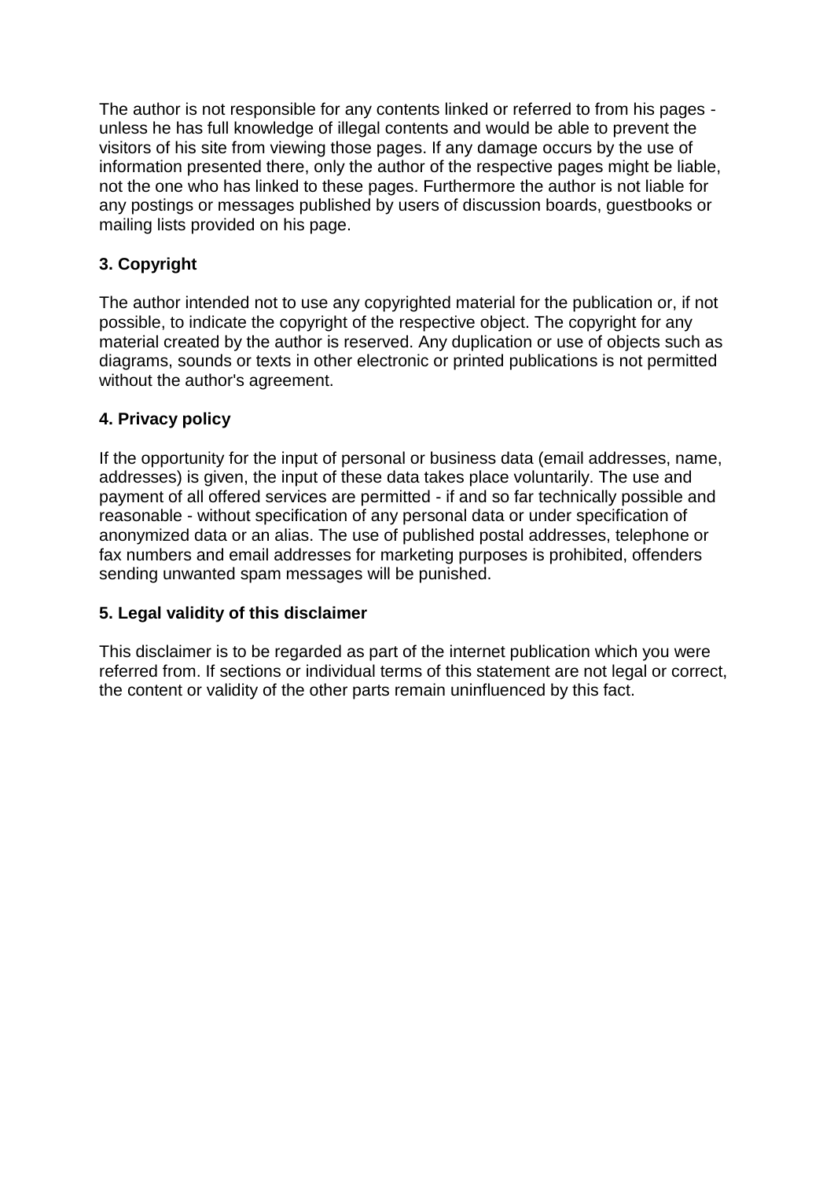The author is not responsible for any contents linked or referred to from his pages - unless he has full knowledge of illegal contents and would be able to prevent the visitors of his site from viewing those pages. If any damage occurs by the use of information presented there, only the author of the respective pages might be liable, not the one who has linked to these pages. Furthermore the author is not liable for any postings or messages published by users of discussion boards, guestbooks or mailing lists provided on his page.

### 3. Copyright

The author intended not to use any copyrighted material for the publication or, if not possible, to indicate the copyright of the respective object. The copyright for any material created by the author is reserved. Any duplication or use of objects such as diagrams, sounds or texts in other electronic or printed publications is not permitted without the author's agreement.

### 4. Privacy policy

If the opportunity for the input of personal or business data (email addresses, name, addresses) is given, the input of these data takes place voluntarily. The use and payment of all offered services are permitted - if and so far technically possible and reasonable - without specification of any personal data or under specification of anonymized data or an alias. The use of published postal addresses, telephone or fax numbers and email addresses for marketing purposes is prohibited, offenders sending unwanted spam messages will be punished.

### 5. Legal validity of this disclaimer

This disclaimer is to be regarded as part of the internet publication which you were referred from. If sections or individual terms of this statement are not legal or correct, the content or validity of the other parts remain uninfluenced by this fact.